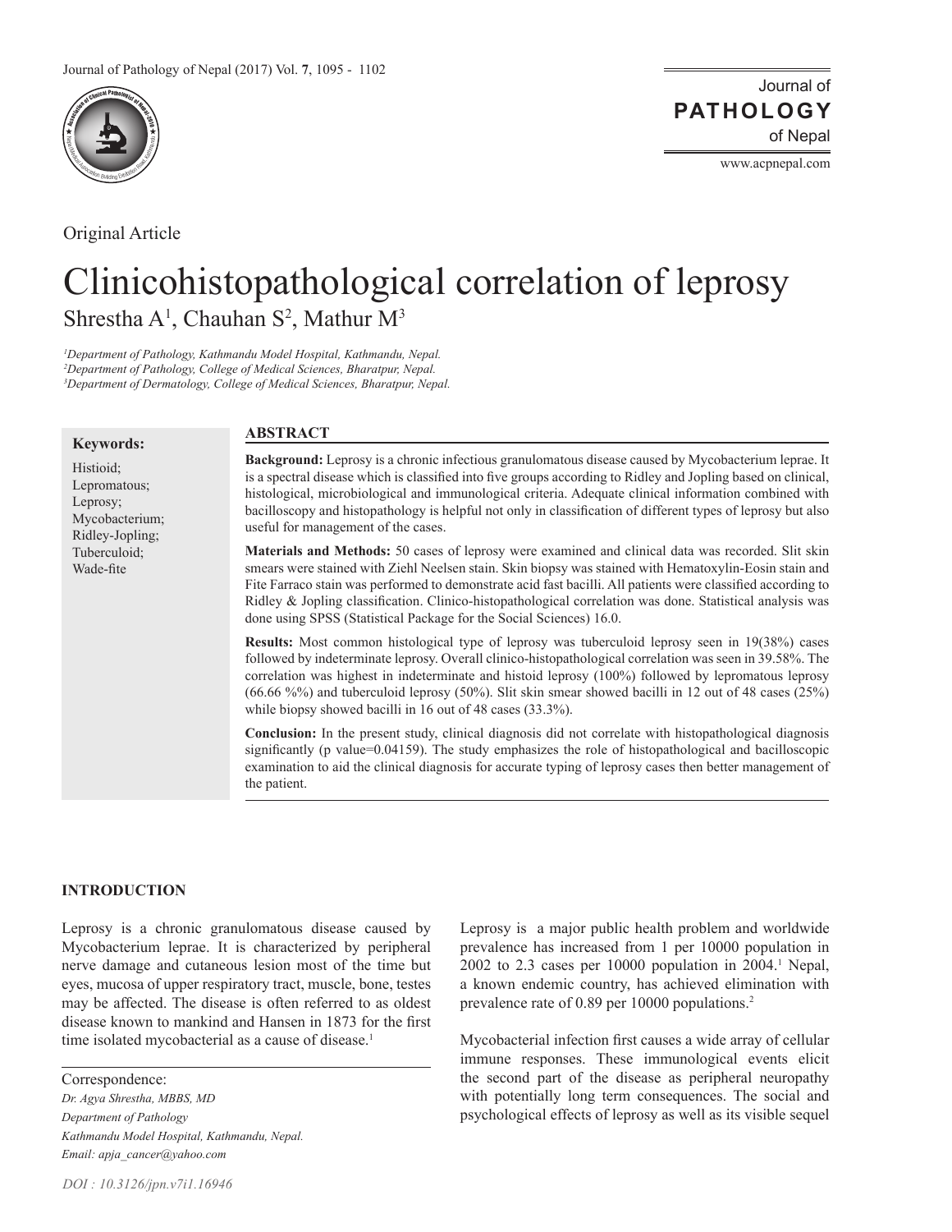Original Article

# Clinicohistopathological correlation of leprosy

Shrestha A[1], Chauhan S[2], Mathur M[3]

[1]*Department of Pathology, Kathmandu Model Hospital, Kathmandu, Nepal.*
[2]*Department of Pathology, College of Medical Sciences, Bharatpur, Nepal.*
[3]*Department of Dermatology, College of Medical Sciences, Bharatpur, Nepal.*

**Keywords:**

Histioid;
Lepromatous;
Leprosy;
Mycobacterium;
Ridley-Jopling;
Tuberculoid;
Wade-fite

## ABSTRACT

**Background:** Leprosy is a chronic infectious granulomatous disease caused by Mycobacterium leprae. It is a spectral disease which is classified into five groups according to Ridley and Jopling based on clinical, histological, microbiological and immunological criteria. Adequate clinical information combined with bacilloscopy and histopathology is helpful not only in classification of different types of leprosy but also useful for management of the cases.

**Materials and Methods:** 50 cases of leprosy were examined and clinical data was recorded. Slit skin smears were stained with Ziehl Neelsen stain. Skin biopsy was stained with Hematoxylin-Eosin stain and Fite Farraco stain was performed to demonstrate acid fast bacilli. All patients were classified according to Ridley & Jopling classification. Clinico-histopathological correlation was done. Statistical analysis was done using SPSS (Statistical Package for the Social Sciences) 16.0.

**Results:** Most common histological type of leprosy was tuberculoid leprosy seen in 19(38%) cases followed by indeterminate leprosy. Overall clinico-histopathological correlation was seen in 39.58%. The correlation was highest in indeterminate and histoid leprosy (100%) followed by lepromatous leprosy (66.66 %%) and tuberculoid leprosy (50%). Slit skin smear showed bacilli in 12 out of 48 cases (25%) while biopsy showed bacilli in 16 out of 48 cases (33.3%).

**Conclusion:** In the present study, clinical diagnosis did not correlate with histopathological diagnosis significantly (p value=0.04159). The study emphasizes the role of histopathological and bacilloscopic examination to aid the clinical diagnosis for accurate typing of leprosy cases then better management of the patient.

## INTRODUCTION

Leprosy is a chronic granulomatous disease caused by Mycobacterium leprae. It is characterized by peripheral nerve damage and cutaneous lesion most of the time but eyes, mucosa of upper respiratory tract, muscle, bone, testes may be affected. The disease is often referred to as oldest disease known to mankind and Hansen in 1873 for the first time isolated mycobacterial as a cause of disease.[1]

Leprosy is a major public health problem and worldwide prevalence has increased from 1 per 10000 population in 2002 to 2.3 cases per 10000 population in 2004.[1] Nepal, a known endemic country, has achieved elimination with prevalence rate of 0.89 per 10000 populations.[2]

Mycobacterial infection first causes a wide array of cellular immune responses. These immunological events elicit the second part of the disease as peripheral neuropathy with potentially long term consequences. The social and psychological effects of leprosy as well as its visible sequel

Correspondence:
*Dr. Agya Shrestha, MBBS, MD*
*Department of Pathology*
*Kathmandu Model Hospital, Kathmandu, Nepal.*
*Email: apja_cancer@yahoo.com*

*DOI : 10.3126/jpn.v7i1.16946*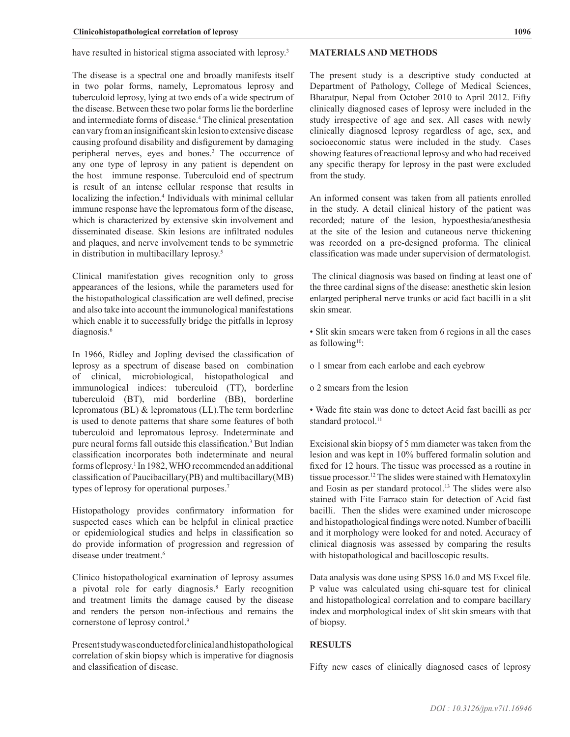have resulted in historical stigma associated with leprosy.[3]

The disease is a spectral one and broadly manifests itself in two polar forms, namely, Lepromatous leprosy and tuberculoid leprosy, lying at two ends of a wide spectrum of the disease. Between these two polar forms lie the borderline and intermediate forms of disease.[4] The clinical presentation can vary from an insignificant skin lesion to extensive disease causing profound disability and disfigurement by damaging peripheral nerves, eyes and bones.[3] The occurrence of any one type of leprosy in any patient is dependent on the host immune response. Tuberculoid end of spectrum is result of an intense cellular response that results in localizing the infection.[4] Individuals with minimal cellular immune response have the lepromatous form of the disease, which is characterized by extensive skin involvement and disseminated disease. Skin lesions are infiltrated nodules and plaques, and nerve involvement tends to be symmetric in distribution in multibacillary leprosy.[5]

Clinical manifestation gives recognition only to gross appearances of the lesions, while the parameters used for the histopathological classification are well defined, precise and also take into account the immunological manifestations which enable it to successfully bridge the pitfalls in leprosy diagnosis.[6]

In 1966, Ridley and Jopling devised the classification of leprosy as a spectrum of disease based on combination of clinical, microbiological, histopathological and immunological indices: tuberculoid (TT), borderline tuberculoid (BT), mid borderline (BB), borderline lepromatous (BL) & lepromatous (LL).The term borderline is used to denote patterns that share some features of both tuberculoid and lepromatous leprosy. Indeterminate and pure neural forms fall outside this classification.[3] But Indian classification incorporates both indeterminate and neural forms of leprosy.[1] In 1982, WHO recommended an additional classification of Paucibacillary(PB) and multibacillary(MB) types of leprosy for operational purposes.[7]

Histopathology provides confirmatory information for suspected cases which can be helpful in clinical practice or epidemiological studies and helps in classification so do provide information of progression and regression of disease under treatment.[6]

Clinico histopathological examination of leprosy assumes a pivotal role for early diagnosis.[8] Early recognition and treatment limits the damage caused by the disease and renders the person non-infectious and remains the cornerstone of leprosy control.[9]

Present study was conducted for clinical and histopathological correlation of skin biopsy which is imperative for diagnosis and classification of disease.

## MATERIALS AND METHODS

The present study is a descriptive study conducted at Department of Pathology, College of Medical Sciences, Bharatpur, Nepal from October 2010 to April 2012. Fifty clinically diagnosed cases of leprosy were included in the study irrespective of age and sex. All cases with newly clinically diagnosed leprosy regardless of age, sex, and socioeconomic status were included in the study. Cases showing features of reactional leprosy and who had received any specific therapy for leprosy in the past were excluded from the study.

An informed consent was taken from all patients enrolled in the study. A detail clinical history of the patient was recorded; nature of the lesion, hypoesthesia/anesthesia at the site of the lesion and cutaneous nerve thickening was recorded on a pre-designed proforma. The clinical classification was made under supervision of dermatologist.

The clinical diagnosis was based on finding at least one of the three cardinal signs of the disease: anesthetic skin lesion enlarged peripheral nerve trunks or acid fact bacilli in a slit skin smear.

- Slit skin smears were taken from 6 regions in all the cases as following[10]:
  - o 1 smear from each earlobe and each eyebrow
  - o 2 smears from the lesion
- Wade fite stain was done to detect Acid fast bacilli as per standard protocol.[11]

Excisional skin biopsy of 5 mm diameter was taken from the lesion and was kept in 10% buffered formalin solution and fixed for 12 hours. The tissue was processed as a routine in tissue processor.[12] The slides were stained with Hematoxylin and Eosin as per standard protocol.[13] The slides were also stained with Fite Farraco stain for detection of Acid fast bacilli. Then the slides were examined under microscope and histopathological findings were noted. Number of bacilli and it morphology were looked for and noted. Accuracy of clinical diagnosis was assessed by comparing the results with histopathological and bacilloscopic results.

Data analysis was done using SPSS 16.0 and MS Excel file. P value was calculated using chi-square test for clinical and histopathological correlation and to compare bacillary index and morphological index of slit skin smears with that of biopsy.

## RESULTS

Fifty new cases of clinically diagnosed cases of leprosy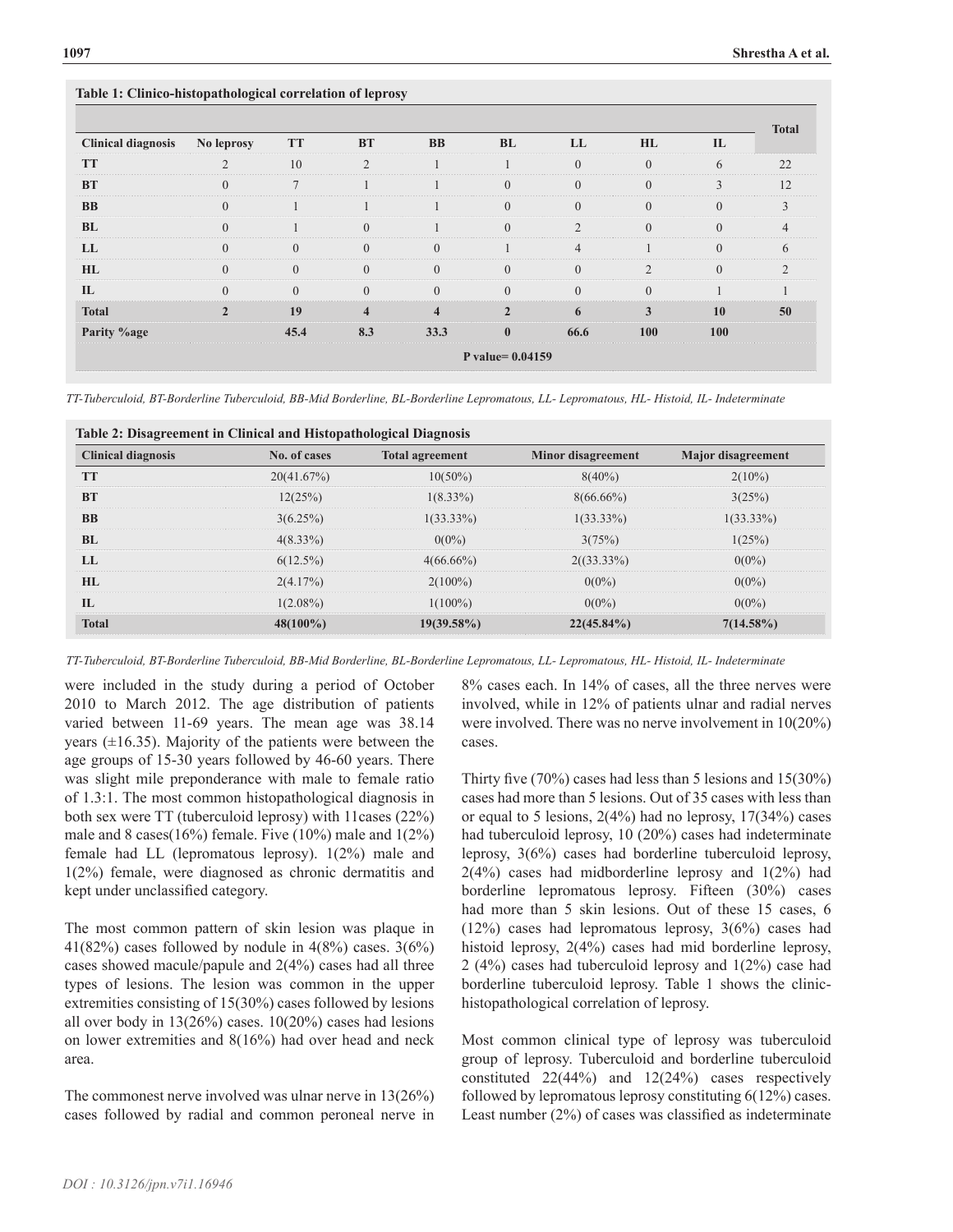**Table 1: Clinico-histopathological correlation of leprosy**

| Clinical diagnosis | No leprosy | TT | BT | BB | BL | LL | HL | IL | Total |
|---|---|---|---|---|---|---|---|---|---|
| **TT** | 2 | 10 | 2 | 1 | 1 | 0 | 0 | 6 | 22 |
| **BT** | 0 | 7 | 1 | 1 | 0 | 0 | 0 | 3 | 12 |
| **BB** | 0 | 1 | 1 | 1 | 0 | 0 | 0 | 0 | 3 |
| **BL** | 0 | 1 | 0 | 1 | 0 | 2 | 0 | 0 | 4 |
| **LL** | 0 | 0 | 0 | 0 | 1 | 4 | 1 | 0 | 6 |
| **HL** | 0 | 0 | 0 | 0 | 0 | 0 | 2 | 0 | 2 |
| **IL** | 0 | 0 | 0 | 0 | 0 | 0 | 0 | 1 | 1 |
| **Total** | **2** | **19** | **4** | **4** | **2** | **6** | **3** | **10** | **50** |
| **Parity %age** | | **45.4** | **8.3** | **33.3** | **0** | **66.6** | **100** | **100** | |
| **P value= 0.04159** | | | | | | | | | |

*TT-Tuberculoid, BT-Borderline Tuberculoid, BB-Mid Borderline, BL-Borderline Lepromatous, LL- Lepromatous, HL- Histoid, IL- Indeterminate*

**Table 2: Disagreement in Clinical and Histopathological Diagnosis**

| Clinical diagnosis | No. of cases | Total agreement | Minor disagreement | Major disagreement |
|---|---|---|---|---|
| **TT** | 20(41.67%) | 10(50%) | 8(40%) | 2(10%) |
| **BT** | 12(25%) | 1(8.33%) | 8(66.66%) | 3(25%) |
| **BB** | 3(6.25%) | 1(33.33%) | 1(33.33%) | 1(33.33%) |
| **BL** | 4(8.33%) | 0(0%) | 3(75%) | 1(25%) |
| **LL** | 6(12.5%) | 4(66.66%) | 2((33.33%) | 0(0%) |
| **HL** | 2(4.17%) | 2(100%) | 0(0%) | 0(0%) |
| **IL** | 1(2.08%) | 1(100%) | 0(0%) | 0(0%) |
| **Total** | **48(100%)** | **19(39.58%)** | **22(45.84%)** | **7(14.58%)** |

*TT-Tuberculoid, BT-Borderline Tuberculoid, BB-Mid Borderline, BL-Borderline Lepromatous, LL- Lepromatous, HL- Histoid, IL- Indeterminate*

were included in the study during a period of October 2010 to March 2012. The age distribution of patients varied between 11-69 years. The mean age was 38.14 years (±16.35). Majority of the patients were between the age groups of 15-30 years followed by 46-60 years. There was slight mile preponderance with male to female ratio of 1.3:1. The most common histopathological diagnosis in both sex were TT (tuberculoid leprosy) with 11cases (22%) male and 8 cases(16%) female. Five (10%) male and 1(2%) female had LL (lepromatous leprosy). 1(2%) male and 1(2%) female, were diagnosed as chronic dermatitis and kept under unclassified category.

The most common pattern of skin lesion was plaque in 41(82%) cases followed by nodule in 4(8%) cases. 3(6%) cases showed macule/papule and 2(4%) cases had all three types of lesions. The lesion was common in the upper extremities consisting of 15(30%) cases followed by lesions all over body in 13(26%) cases. 10(20%) cases had lesions on lower extremities and 8(16%) had over head and neck area.

The commonest nerve involved was ulnar nerve in 13(26%) cases followed by radial and common peroneal nerve in 8% cases each. In 14% of cases, all the three nerves were involved, while in 12% of patients ulnar and radial nerves were involved. There was no nerve involvement in 10(20%) cases.

Thirty five (70%) cases had less than 5 lesions and 15(30%) cases had more than 5 lesions. Out of 35 cases with less than or equal to 5 lesions, 2(4%) had no leprosy, 17(34%) cases had tuberculoid leprosy, 10 (20%) cases had indeterminate leprosy, 3(6%) cases had borderline tuberculoid leprosy, 2(4%) cases had midborderline leprosy and 1(2%) had borderline lepromatous leprosy. Fifteen (30%) cases had more than 5 skin lesions. Out of these 15 cases, 6 (12%) cases had lepromatous leprosy, 3(6%) cases had histoid leprosy, 2(4%) cases had mid borderline leprosy, 2 (4%) cases had tuberculoid leprosy and 1(2%) case had borderline tuberculoid leprosy. Table 1 shows the clinic-histopathological correlation of leprosy.

Most common clinical type of leprosy was tuberculoid group of leprosy. Tuberculoid and borderline tuberculoid constituted 22(44%) and 12(24%) cases respectively followed by lepromatous leprosy constituting 6(12%) cases. Least number (2%) of cases was classified as indeterminate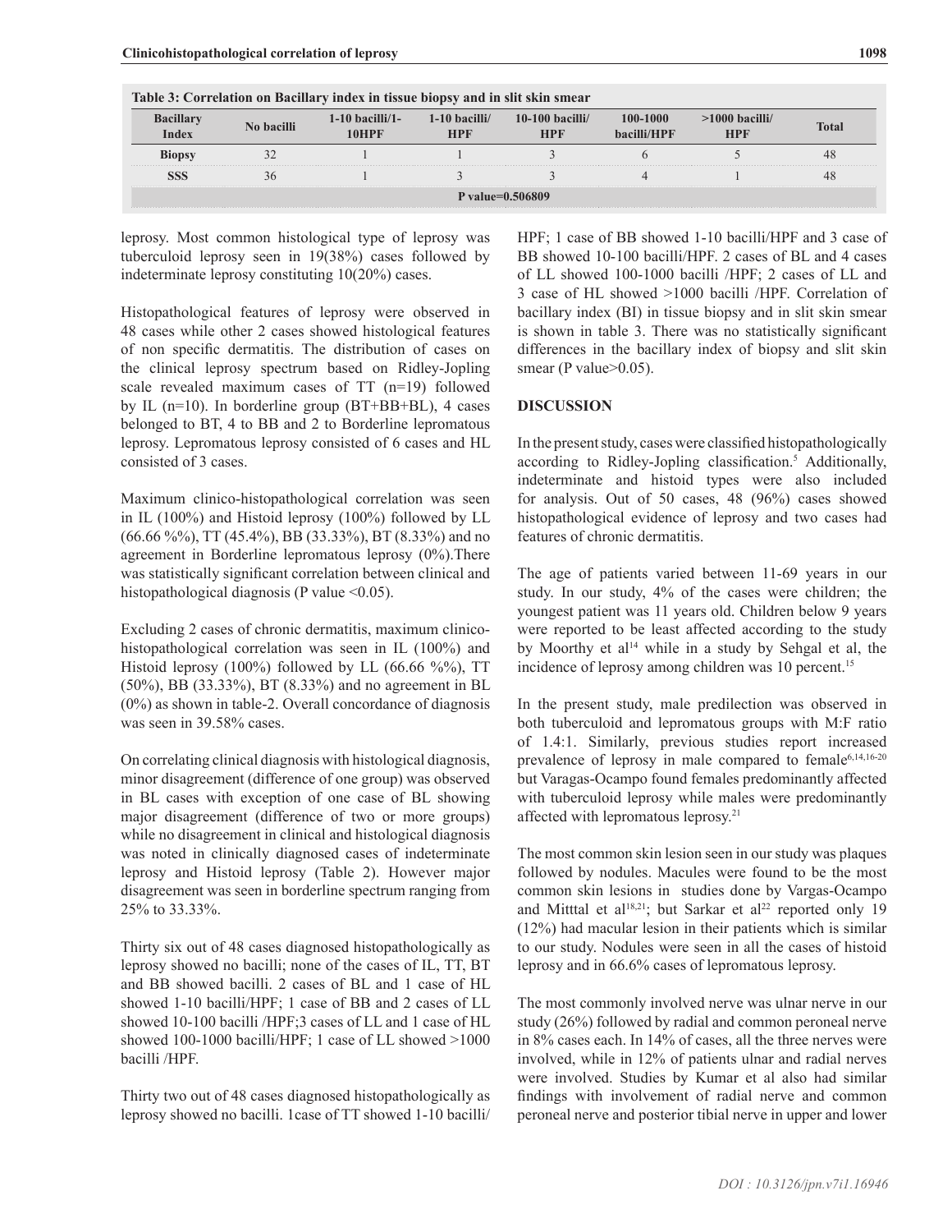**Table 3: Correlation on Bacillary index in tissue biopsy and in slit skin smear**

| Bacillary Index | No bacilli | 1-10 bacilli/1-10HPF | 1-10 bacilli/HPF | 10-100 bacilli/HPF | 100-1000 bacilli/HPF | >1000 bacilli/HPF | Total |
|---|---|---|---|---|---|---|---|
| Biopsy | 32 | 1 | 1 | 3 | 6 | 5 | 48 |
| SSS | 36 | 1 | 3 | 3 | 4 | 1 | 48 |
| P value=0.506809 | | | | | | | |

leprosy. Most common histological type of leprosy was tuberculoid leprosy seen in 19(38%) cases followed by indeterminate leprosy constituting 10(20%) cases.

Histopathological features of leprosy were observed in 48 cases while other 2 cases showed histological features of non specific dermatitis. The distribution of cases on the clinical leprosy spectrum based on Ridley-Jopling scale revealed maximum cases of TT (n=19) followed by IL (n=10). In borderline group (BT+BB+BL), 4 cases belonged to BT, 4 to BB and 2 to Borderline lepromatous leprosy. Lepromatous leprosy consisted of 6 cases and HL consisted of 3 cases.

Maximum clinico-histopathological correlation was seen in IL (100%) and Histoid leprosy (100%) followed by LL (66.66 %%), TT (45.4%), BB (33.33%), BT (8.33%) and no agreement in Borderline lepromatous leprosy (0%).There was statistically significant correlation between clinical and histopathological diagnosis (P value <0.05).

Excluding 2 cases of chronic dermatitis, maximum clinico-histopathological correlation was seen in IL (100%) and Histoid leprosy (100%) followed by LL (66.66 %%), TT (50%), BB (33.33%), BT (8.33%) and no agreement in BL (0%) as shown in table-2. Overall concordance of diagnosis was seen in 39.58% cases.

On correlating clinical diagnosis with histological diagnosis, minor disagreement (difference of one group) was observed in BL cases with exception of one case of BL showing major disagreement (difference of two or more groups) while no disagreement in clinical and histological diagnosis was noted in clinically diagnosed cases of indeterminate leprosy and Histoid leprosy (Table 2). However major disagreement was seen in borderline spectrum ranging from 25% to 33.33%.

Thirty six out of 48 cases diagnosed histopathologically as leprosy showed no bacilli; none of the cases of IL, TT, BT and BB showed bacilli. 2 cases of BL and 1 case of HL showed 1-10 bacilli/HPF; 1 case of BB and 2 cases of LL showed 10-100 bacilli /HPF;3 cases of LL and 1 case of HL showed 100-1000 bacilli/HPF; 1 case of LL showed >1000 bacilli /HPF.

Thirty two out of 48 cases diagnosed histopathologically as leprosy showed no bacilli. 1case of TT showed 1-10 bacilli/HPF; 1 case of BB showed 1-10 bacilli/HPF and 3 case of BB showed 10-100 bacilli/HPF. 2 cases of BL and 4 cases of LL showed 100-1000 bacilli /HPF; 2 cases of LL and 3 case of HL showed >1000 bacilli /HPF. Correlation of bacillary index (BI) in tissue biopsy and in slit skin smear is shown in table 3. There was no statistically significant differences in the bacillary index of biopsy and slit skin smear (P value>0.05).

## DISCUSSION

In the present study, cases were classified histopathologically according to Ridley-Jopling classification.[5] Additionally, indeterminate and histoid types were also included for analysis. Out of 50 cases, 48 (96%) cases showed histopathological evidence of leprosy and two cases had features of chronic dermatitis.

The age of patients varied between 11-69 years in our study. In our study, 4% of the cases were children; the youngest patient was 11 years old. Children below 9 years were reported to be least affected according to the study by Moorthy et al[14] while in a study by Sehgal et al, the incidence of leprosy among children was 10 percent.[15]

In the present study, male predilection was observed in both tuberculoid and lepromatous groups with M:F ratio of 1.4:1. Similarly, previous studies report increased prevalence of leprosy in male compared to female[6,14,16-20] but Varagas-Ocampo found females predominantly affected with tuberculoid leprosy while males were predominantly affected with lepromatous leprosy.[21]

The most common skin lesion seen in our study was plaques followed by nodules. Macules were found to be the most common skin lesions in studies done by Vargas-Ocampo and Mitttal et al[18,21]; but Sarkar et al[22] reported only 19 (12%) had macular lesion in their patients which is similar to our study. Nodules were seen in all the cases of histoid leprosy and in 66.6% cases of lepromatous leprosy.

The most commonly involved nerve was ulnar nerve in our study (26%) followed by radial and common peroneal nerve in 8% cases each. In 14% of cases, all the three nerves were involved, while in 12% of patients ulnar and radial nerves were involved. Studies by Kumar et al also had similar findings with involvement of radial nerve and common peroneal nerve and posterior tibial nerve in upper and lower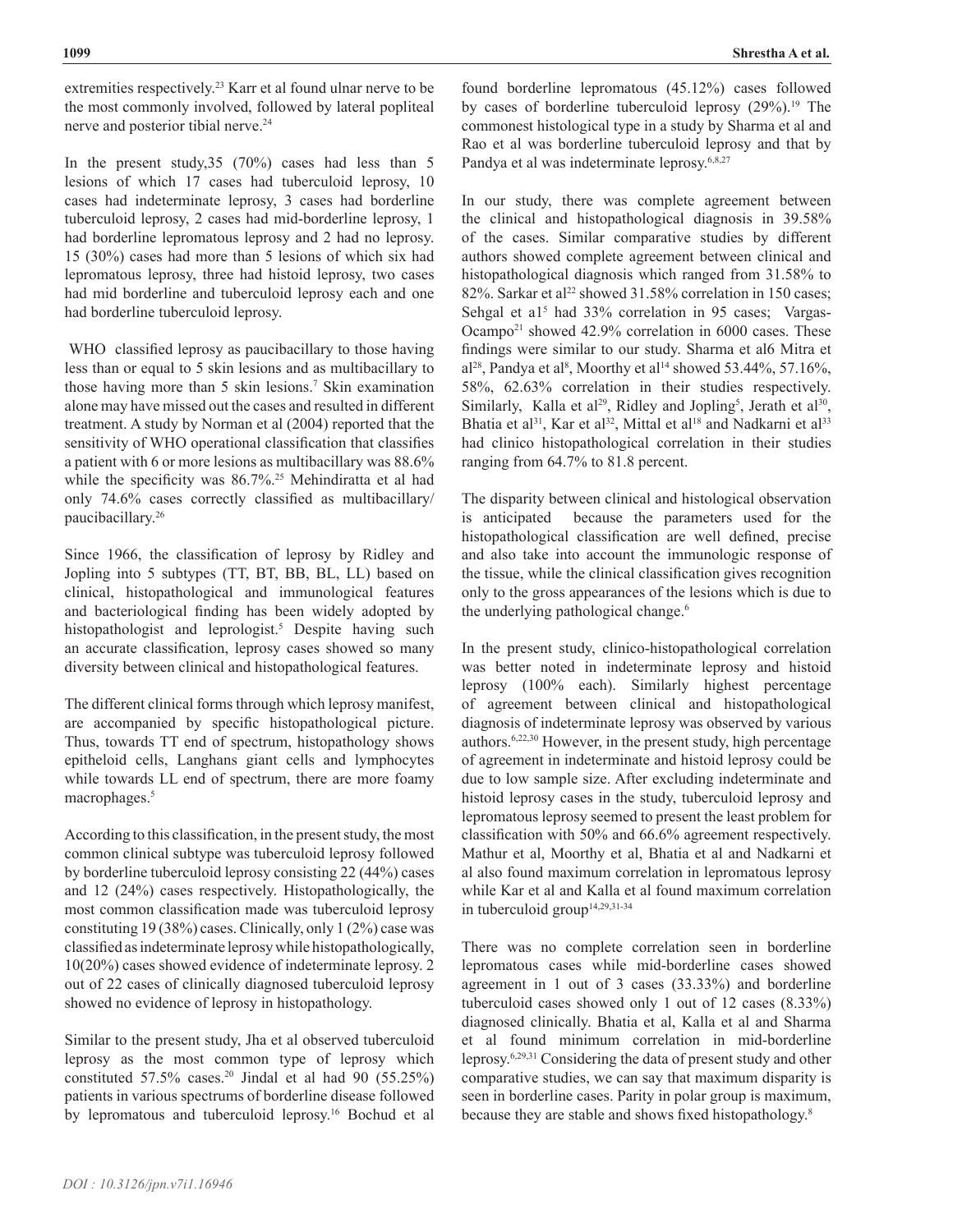extremities respectively.[23] Karr et al found ulnar nerve to be the most commonly involved, followed by lateral popliteal nerve and posterior tibial nerve.[24]

In the present study,35 (70%) cases had less than 5 lesions of which 17 cases had tuberculoid leprosy, 10 cases had indeterminate leprosy, 3 cases had borderline tuberculoid leprosy, 2 cases had mid-borderline leprosy, 1 had borderline lepromatous leprosy and 2 had no leprosy. 15 (30%) cases had more than 5 lesions of which six had lepromatous leprosy, three had histoid leprosy, two cases had mid borderline and tuberculoid leprosy each and one had borderline tuberculoid leprosy.

WHO classified leprosy as paucibacillary to those having less than or equal to 5 skin lesions and as multibacillary to those having more than 5 skin lesions.[7] Skin examination alone may have missed out the cases and resulted in different treatment. A study by Norman et al (2004) reported that the sensitivity of WHO operational classification that classifies a patient with 6 or more lesions as multibacillary was 88.6% while the specificity was 86.7%.[25] Mehindiratta et al had only 74.6% cases correctly classified as multibacillary/ paucibacillary.[26]

Since 1966, the classification of leprosy by Ridley and Jopling into 5 subtypes (TT, BT, BB, BL, LL) based on clinical, histopathological and immunological features and bacteriological finding has been widely adopted by histopathologist and leprologist.[5] Despite having such an accurate classification, leprosy cases showed so many diversity between clinical and histopathological features.

The different clinical forms through which leprosy manifest, are accompanied by specific histopathological picture. Thus, towards TT end of spectrum, histopathology shows epitheloid cells, Langhans giant cells and lymphocytes while towards LL end of spectrum, there are more foamy macrophages.[5]

According to this classification, in the present study, the most common clinical subtype was tuberculoid leprosy followed by borderline tuberculoid leprosy consisting 22 (44%) cases and 12 (24%) cases respectively. Histopathologically, the most common classification made was tuberculoid leprosy constituting 19 (38%) cases. Clinically, only 1 (2%) case was classified as indeterminate leprosy while histopathologically, 10(20%) cases showed evidence of indeterminate leprosy. 2 out of 22 cases of clinically diagnosed tuberculoid leprosy showed no evidence of leprosy in histopathology.

Similar to the present study, Jha et al observed tuberculoid leprosy as the most common type of leprosy which constituted 57.5% cases.[20] Jindal et al had 90 (55.25%) patients in various spectrums of borderline disease followed by lepromatous and tuberculoid leprosy.[16] Bochud et al found borderline lepromatous (45.12%) cases followed by cases of borderline tuberculoid leprosy (29%).[19] The commonest histological type in a study by Sharma et al and Rao et al was borderline tuberculoid leprosy and that by Pandya et al was indeterminate leprosy.[6,8,27]

In our study, there was complete agreement between the clinical and histopathological diagnosis in 39.58% of the cases. Similar comparative studies by different authors showed complete agreement between clinical and histopathological diagnosis which ranged from 31.58% to 82%. Sarkar et al[22] showed 31.58% correlation in 150 cases; Sehgal et a1[5] had 33% correlation in 95 cases; Vargas-Ocampo[21] showed 42.9% correlation in 6000 cases. These findings were similar to our study. Sharma et al6 Mitra et al[28], Pandya et al[8], Moorthy et al[14] showed 53.44%, 57.16%, 58%, 62.63% correlation in their studies respectively. Similarly, Kalla et al[29], Ridley and Jopling[5], Jerath et al[30], Bhatia et al[31], Kar et al[32], Mittal et al[18] and Nadkarni et al[33] had clinico histopathological correlation in their studies ranging from 64.7% to 81.8 percent.

The disparity between clinical and histological observation is anticipated because the parameters used for the histopathological classification are well defined, precise and also take into account the immunologic response of the tissue, while the clinical classification gives recognition only to the gross appearances of the lesions which is due to the underlying pathological change.[6]

In the present study, clinico-histopathological correlation was better noted in indeterminate leprosy and histoid leprosy (100% each). Similarly highest percentage of agreement between clinical and histopathological diagnosis of indeterminate leprosy was observed by various authors.[6,22,30] However, in the present study, high percentage of agreement in indeterminate and histoid leprosy could be due to low sample size. After excluding indeterminate and histoid leprosy cases in the study, tuberculoid leprosy and lepromatous leprosy seemed to present the least problem for classification with 50% and 66.6% agreement respectively. Mathur et al, Moorthy et al, Bhatia et al and Nadkarni et al also found maximum correlation in lepromatous leprosy while Kar et al and Kalla et al found maximum correlation in tuberculoid group[14,29,31-34]

There was no complete correlation seen in borderline lepromatous cases while mid-borderline cases showed agreement in 1 out of 3 cases (33.33%) and borderline tuberculoid cases showed only 1 out of 12 cases (8.33%) diagnosed clinically. Bhatia et al, Kalla et al and Sharma et al found minimum correlation in mid-borderline leprosy.[6,29,31] Considering the data of present study and other comparative studies, we can say that maximum disparity is seen in borderline cases. Parity in polar group is maximum, because they are stable and shows fixed histopathology.[8]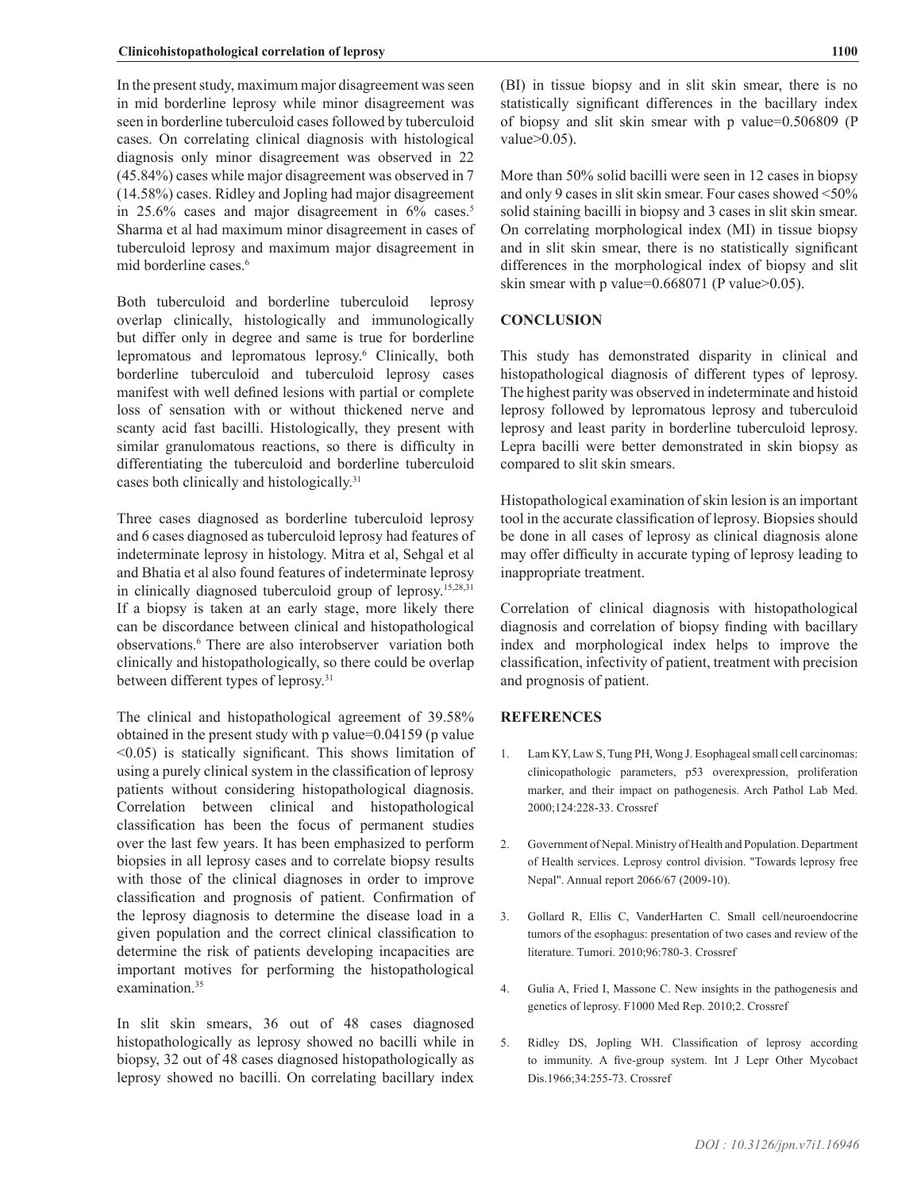In the present study, maximum major disagreement was seen in mid borderline leprosy while minor disagreement was seen in borderline tuberculoid cases followed by tuberculoid cases. On correlating clinical diagnosis with histological diagnosis only minor disagreement was observed in 22 (45.84%) cases while major disagreement was observed in 7 (14.58%) cases. Ridley and Jopling had major disagreement in 25.6% cases and major disagreement in 6% cases.[5] Sharma et al had maximum minor disagreement in cases of tuberculoid leprosy and maximum major disagreement in mid borderline cases.[6]

Both tuberculoid and borderline tuberculoid leprosy overlap clinically, histologically and immunologically but differ only in degree and same is true for borderline lepromatous and lepromatous leprosy.[6] Clinically, both borderline tuberculoid and tuberculoid leprosy cases manifest with well defined lesions with partial or complete loss of sensation with or without thickened nerve and scanty acid fast bacilli. Histologically, they present with similar granulomatous reactions, so there is difficulty in differentiating the tuberculoid and borderline tuberculoid cases both clinically and histologically.[31]

Three cases diagnosed as borderline tuberculoid leprosy and 6 cases diagnosed as tuberculoid leprosy had features of indeterminate leprosy in histology. Mitra et al, Sehgal et al and Bhatia et al also found features of indeterminate leprosy in clinically diagnosed tuberculoid group of leprosy.[15,28,31] If a biopsy is taken at an early stage, more likely there can be discordance between clinical and histopathological observations.[6] There are also interobserver variation both clinically and histopathologically, so there could be overlap between different types of leprosy.[31]

The clinical and histopathological agreement of 39.58% obtained in the present study with p value=0.04159 (p value <0.05) is statically significant. This shows limitation of using a purely clinical system in the classification of leprosy patients without considering histopathological diagnosis. Correlation between clinical and histopathological classification has been the focus of permanent studies over the last few years. It has been emphasized to perform biopsies in all leprosy cases and to correlate biopsy results with those of the clinical diagnoses in order to improve classification and prognosis of patient. Confirmation of the leprosy diagnosis to determine the disease load in a given population and the correct clinical classification to determine the risk of patients developing incapacities are important motives for performing the histopathological examination.[35]

In slit skin smears, 36 out of 48 cases diagnosed histopathologically as leprosy showed no bacilli while in biopsy, 32 out of 48 cases diagnosed histopathologically as leprosy showed no bacilli. On correlating bacillary index (BI) in tissue biopsy and in slit skin smear, there is no statistically significant differences in the bacillary index of biopsy and slit skin smear with p value=0.506809 (P value>0.05).

More than 50% solid bacilli were seen in 12 cases in biopsy and only 9 cases in slit skin smear. Four cases showed <50% solid staining bacilli in biopsy and 3 cases in slit skin smear. On correlating morphological index (MI) in tissue biopsy and in slit skin smear, there is no statistically significant differences in the morphological index of biopsy and slit skin smear with p value=0.668071 (P value>0.05).

## CONCLUSION

This study has demonstrated disparity in clinical and histopathological diagnosis of different types of leprosy. The highest parity was observed in indeterminate and histoid leprosy followed by lepromatous leprosy and tuberculoid leprosy and least parity in borderline tuberculoid leprosy. Lepra bacilli were better demonstrated in skin biopsy as compared to slit skin smears.

Histopathological examination of skin lesion is an important tool in the accurate classification of leprosy. Biopsies should be done in all cases of leprosy as clinical diagnosis alone may offer difficulty in accurate typing of leprosy leading to inappropriate treatment.

Correlation of clinical diagnosis with histopathological diagnosis and correlation of biopsy finding with bacillary index and morphological index helps to improve the classification, infectivity of patient, treatment with precision and prognosis of patient.

## REFERENCES

1. Lam KY, Law S, Tung PH, Wong J. Esophageal small cell carcinomas: clinicopathologic parameters, p53 overexpression, proliferation marker, and their impact on pathogenesis. Arch Pathol Lab Med. 2000;124:228-33. Crossref
2. Government of Nepal. Ministry of Health and Population. Department of Health services. Leprosy control division. "Towards leprosy free Nepal". Annual report 2066/67 (2009-10).
3. Gollard R, Ellis C, VanderHarten C. Small cell/neuroendocrine tumors of the esophagus: presentation of two cases and review of the literature. Tumori. 2010;96:780-3. Crossref
4. Gulia A, Fried I, Massone C. New insights in the pathogenesis and genetics of leprosy. F1000 Med Rep. 2010;2. Crossref
5. Ridley DS, Jopling WH. Classification of leprosy according to immunity. A five-group system. Int J Lepr Other Mycobact Dis.1966;34:255-73. Crossref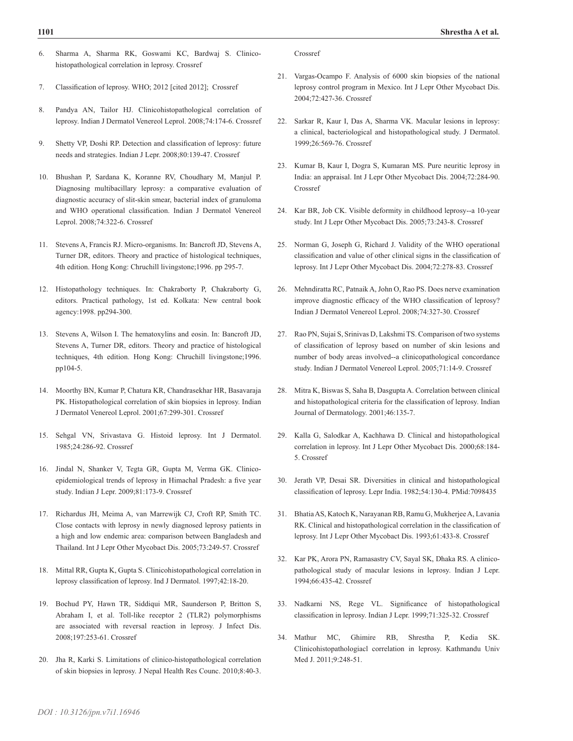6. Sharma A, Sharma RK, Goswami KC, Bardwaj S. Clinico-histopathological correlation in leprosy. Crossref

7. Classification of leprosy. WHO; 2012 [cited 2012]; Crossref

8. Pandya AN, Tailor HJ. Clinicohistopathological correlation of leprosy. Indian J Dermatol Venereol Leprol. 2008;74:174-6. Crossref

9. Shetty VP, Doshi RP. Detection and classification of leprosy: future needs and strategies. Indian J Lepr. 2008;80:139-47. Crossref

10. Bhushan P, Sardana K, Koranne RV, Choudhary M, Manjul P. Diagnosing multibacillary leprosy: a comparative evaluation of diagnostic accuracy of slit-skin smear, bacterial index of granuloma and WHO operational classification. Indian J Dermatol Venereol Leprol. 2008;74:322-6. Crossref

11. Stevens A, Francis RJ. Micro-organisms. In: Bancroft JD, Stevens A, Turner DR, editors. Theory and practice of histological techniques, 4th edition. Hong Kong: Chruchill livingstone;1996. pp 295-7.

12. Histopathology techniques. In: Chakraborty P, Chakraborty G, editors. Practical pathology, 1st ed. Kolkata: New central book agency:1998. pp294-300.

13. Stevens A, Wilson I. The hematoxylins and eosin. In: Bancroft JD, Stevens A, Turner DR, editors. Theory and practice of histological techniques, 4th edition. Hong Kong: Chruchill livingstone;1996. pp104-5.

14. Moorthy BN, Kumar P, Chatura KR, Chandrasekhar HR, Basavaraja PK. Histopathological correlation of skin biopsies in leprosy. Indian J Dermatol Venereol Leprol. 2001;67:299-301. Crossref

15. Sehgal VN, Srivastava G. Histoid leprosy. Int J Dermatol. 1985;24:286-92. Crossref

16. Jindal N, Shanker V, Tegta GR, Gupta M, Verma GK. Clinico-epidemiological trends of leprosy in Himachal Pradesh: a five year study. Indian J Lepr. 2009;81:173-9. Crossref

17. Richardus JH, Meima A, van Marrewijk CJ, Croft RP, Smith TC. Close contacts with leprosy in newly diagnosed leprosy patients in a high and low endemic area: comparison between Bangladesh and Thailand. Int J Lepr Other Mycobact Dis. 2005;73:249-57. Crossref

18. Mittal RR, Gupta K, Gupta S. Clinicohistopathological correlation in leprosy classification of leprosy. Ind J Dermatol. 1997;42:18-20.

19. Bochud PY, Hawn TR, Siddiqui MR, Saunderson P, Britton S, Abraham I, et al. Toll-like receptor 2 (TLR2) polymorphisms are associated with reversal reaction in leprosy. J Infect Dis. 2008;197:253-61. Crossref

20. Jha R, Karki S. Limitations of clinico-histopathological correlation of skin biopsies in leprosy. J Nepal Health Res Counc. 2010;8:40-3. Crossref

21. Vargas-Ocampo F. Analysis of 6000 skin biopsies of the national leprosy control program in Mexico. Int J Lepr Other Mycobact Dis. 2004;72:427-36. Crossref

22. Sarkar R, Kaur I, Das A, Sharma VK. Macular lesions in leprosy: a clinical, bacteriological and histopathological study. J Dermatol. 1999;26:569-76. Crossref

23. Kumar B, Kaur I, Dogra S, Kumaran MS. Pure neuritic leprosy in India: an appraisal. Int J Lepr Other Mycobact Dis. 2004;72:284-90. Crossref

24. Kar BR, Job CK. Visible deformity in childhood leprosy--a 10-year study. Int J Lepr Other Mycobact Dis. 2005;73:243-8. Crossref

25. Norman G, Joseph G, Richard J. Validity of the WHO operational classification and value of other clinical signs in the classification of leprosy. Int J Lepr Other Mycobact Dis. 2004;72:278-83. Crossref

26. Mehndiratta RC, Patnaik A, John O, Rao PS. Does nerve examination improve diagnostic efficacy of the WHO classification of leprosy? Indian J Dermatol Venereol Leprol. 2008;74:327-30. Crossref

27. Rao PN, Sujai S, Srinivas D, Lakshmi TS. Comparison of two systems of classification of leprosy based on number of skin lesions and number of body areas involved--a clinicopathological concordance study. Indian J Dermatol Venereol Leprol. 2005;71:14-9. Crossref

28. Mitra K, Biswas S, Saha B, Dasgupta A. Correlation between clinical and histopathological criteria for the classification of leprosy. Indian Journal of Dermatology. 2001;46:135-7.

29. Kalla G, Salodkar A, Kachhawa D. Clinical and histopathological correlation in leprosy. Int J Lepr Other Mycobact Dis. 2000;68:184-5. Crossref

30. Jerath VP, Desai SR. Diversities in clinical and histopathological classification of leprosy. Lepr India. 1982;54:130-4. PMid:7098435

31. Bhatia AS, Katoch K, Narayanan RB, Ramu G, Mukherjee A, Lavania RK. Clinical and histopathological correlation in the classification of leprosy. Int J Lepr Other Mycobact Dis. 1993;61:433-8. Crossref

32. Kar PK, Arora PN, Ramasastry CV, Sayal SK, Dhaka RS. A clinico-pathological study of macular lesions in leprosy. Indian J Lepr. 1994;66:435-42. Crossref

33. Nadkarni NS, Rege VL. Significance of histopathological classification in leprosy. Indian J Lepr. 1999;71:325-32. Crossref

34. Mathur MC, Ghimire RB, Shrestha P, Kedia SK. Clinicohistopathologiacl correlation in leprosy. Kathmandu Univ Med J. 2011;9:248-51.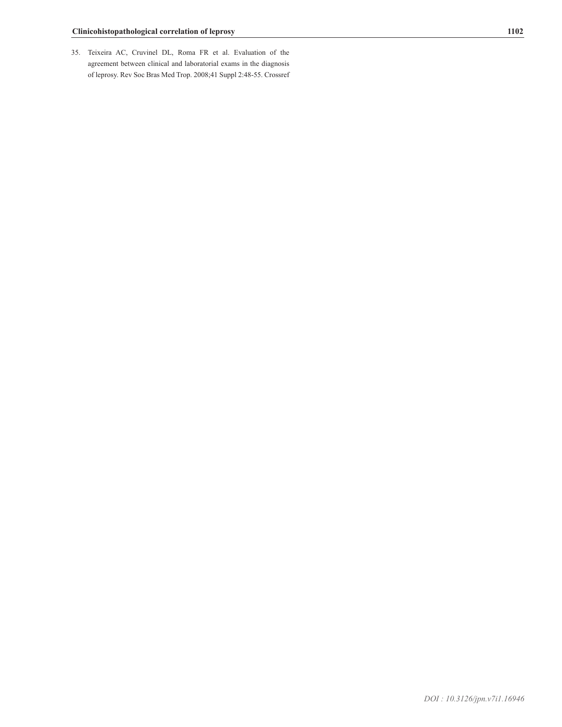35. Teixeira AC, Cruvinel DL, Roma FR et al. Evaluation of the agreement between clinical and laboratorial exams in the diagnosis of leprosy. Rev Soc Bras Med Trop. 2008;41 Suppl 2:48-55. Crossref